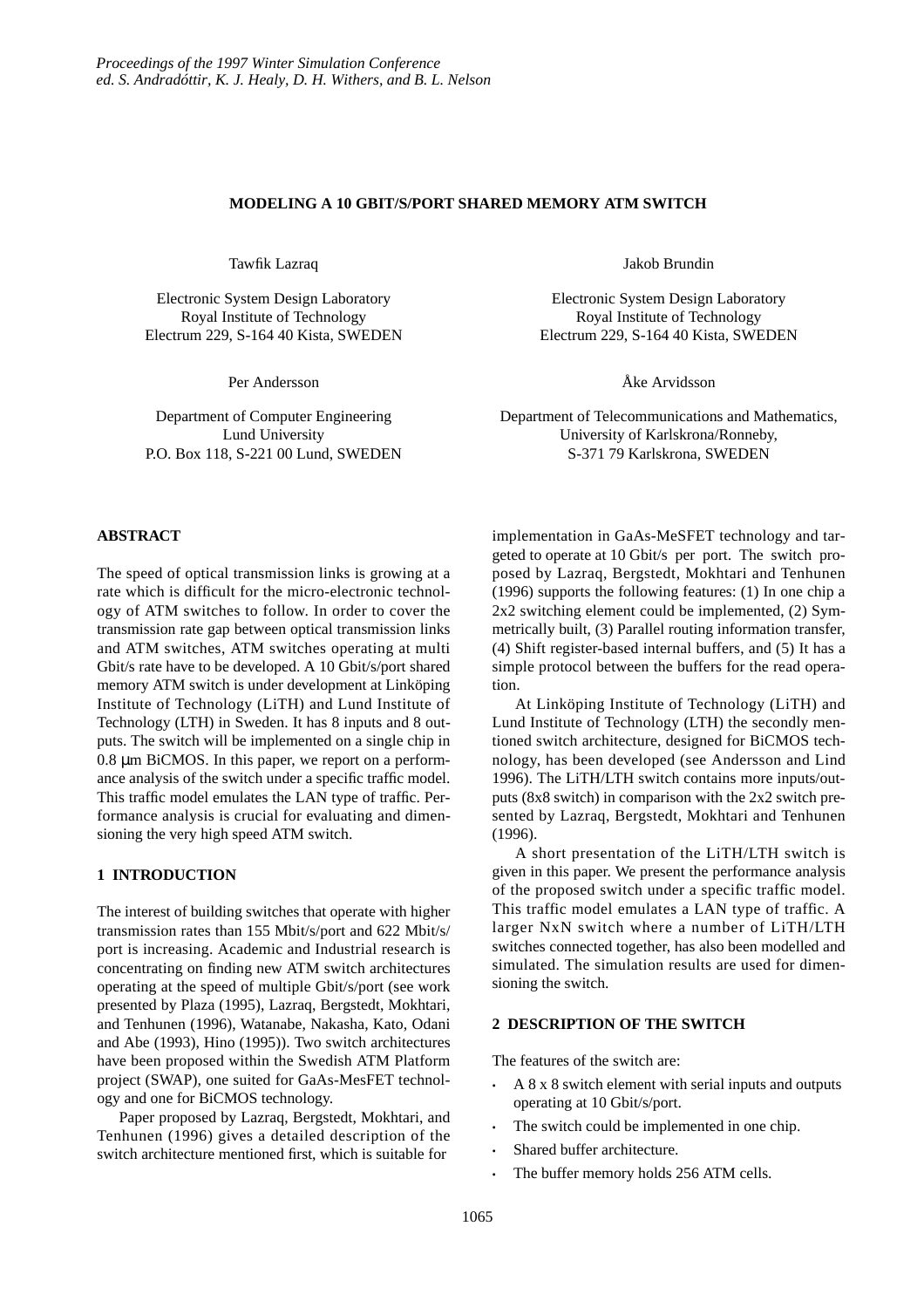*Proceedings of the 1997 Winter Simulation Conference*
*ed. S. Andradóttir, K. J. Healy, D. H. Withers, and B. L. Nelson*

# MODELING A 10 GBIT/S/PORT SHARED MEMORY ATM SWITCH

Tawfik Lazraq

Electronic System Design Laboratory
Royal Institute of Technology
Electrum 229, S-164 40 Kista, SWEDEN

Jakob Brundin

Electronic System Design Laboratory
Royal Institute of Technology
Electrum 229, S-164 40 Kista, SWEDEN

Per Andersson

Department of Computer Engineering
Lund University
P.O. Box 118, S-221 00 Lund, SWEDEN

Åke Arvidsson

Department of Telecommunications and Mathematics,
University of Karlskrona/Ronneby,
S-371 79 Karlskrona, SWEDEN

## ABSTRACT

The speed of optical transmission links is growing at a rate which is difficult for the micro-electronic technology of ATM switches to follow. In order to cover the transmission rate gap between optical transmission links and ATM switches, ATM switches operating at multi Gbit/s rate have to be developed. A 10 Gbit/s/port shared memory ATM switch is under development at Linköping Institute of Technology (LiTH) and Lund Institute of Technology (LTH) in Sweden. It has 8 inputs and 8 outputs. The switch will be implemented on a single chip in 0.8 μm BiCMOS. In this paper, we report on a performance analysis of the switch under a specific traffic model. This traffic model emulates the LAN type of traffic. Performance analysis is crucial for evaluating and dimensioning the very high speed ATM switch.

## 1 INTRODUCTION

The interest of building switches that operate with higher transmission rates than 155 Mbit/s/port and 622 Mbit/s/port is increasing. Academic and Industrial research is concentrating on finding new ATM switch architectures operating at the speed of multiple Gbit/s/port (see work presented by Plaza (1995), Lazraq, Bergstedt, Mokhtari, and Tenhunen (1996), Watanabe, Nakasha, Kato, Odani and Abe (1993), Hino (1995)). Two switch architectures have been proposed within the Swedish ATM Platform project (SWAP), one suited for GaAs-MesFET technology and one for BiCMOS technology.

Paper proposed by Lazraq, Bergstedt, Mokhtari, and Tenhunen (1996) gives a detailed description of the switch architecture mentioned first, which is suitable for implementation in GaAs-MeSFET technology and targeted to operate at 10 Gbit/s per port. The switch proposed by Lazraq, Bergstedt, Mokhtari and Tenhunen (1996) supports the following features: (1) In one chip a 2x2 switching element could be implemented, (2) Symmetrically built, (3) Parallel routing information transfer, (4) Shift register-based internal buffers, and (5) It has a simple protocol between the buffers for the read operation.

At Linköping Institute of Technology (LiTH) and Lund Institute of Technology (LTH) the secondly mentioned switch architecture, designed for BiCMOS technology, has been developed (see Andersson and Lind 1996). The LiTH/LTH switch contains more inputs/outputs (8x8 switch) in comparison with the 2x2 switch presented by Lazraq, Bergstedt, Mokhtari and Tenhunen (1996).

A short presentation of the LiTH/LTH switch is given in this paper. We present the performance analysis of the proposed switch under a specific traffic model. This traffic model emulates a LAN type of traffic. A larger NxN switch where a number of LiTH/LTH switches connected together, has also been modelled and simulated. The simulation results are used for dimensioning the switch.

## 2 DESCRIPTION OF THE SWITCH

The features of the switch are:

- A 8 x 8 switch element with serial inputs and outputs operating at 10 Gbit/s/port.
- The switch could be implemented in one chip.
- Shared buffer architecture.
- The buffer memory holds 256 ATM cells.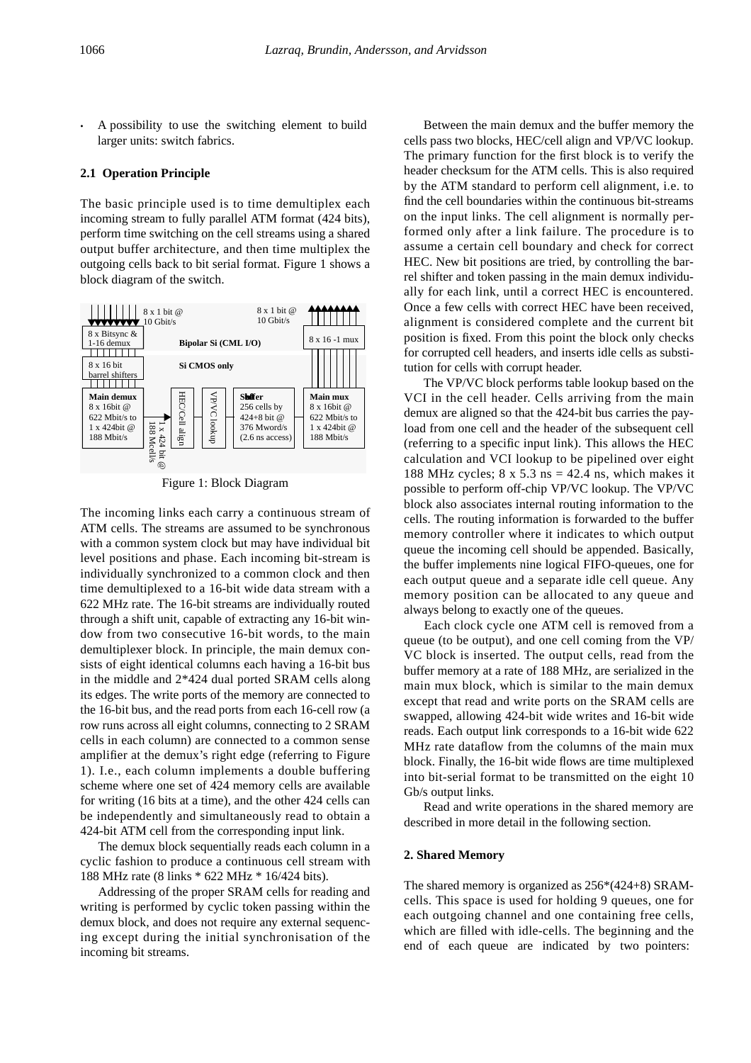- A possibility to use the switching element to build larger units: switch fabrics.

### 2.1 Operation Principle

The basic principle used is to time demultiplex each incoming stream to fully parallel ATM format (424 bits), perform time switching on the cell streams using a shared output buffer architecture, and then time multiplex the outgoing cells back to bit serial format. Figure 1 shows a block diagram of the switch.

Figure 1: Block Diagram

The incoming links each carry a continuous stream of ATM cells. The streams are assumed to be synchronous with a common system clock but may have individual bit level positions and phase. Each incoming bit-stream is individually synchronized to a common clock and then time demultiplexed to a 16-bit wide data stream with a 622 MHz rate. The 16-bit streams are individually routed through a shift unit, capable of extracting any 16-bit window from two consecutive 16-bit words, to the main demultiplexer block. In principle, the main demux consists of eight identical columns each having a 16-bit bus in the middle and 2*424 dual ported SRAM cells along its edges. The write ports of the memory are connected to the 16-bit bus, and the read ports from each 16-cell row (a row runs across all eight columns, connecting to 2 SRAM cells in each column) are connected to a common sense amplifier at the demux's right edge (referring to Figure 1). I.e., each column implements a double buffering scheme where one set of 424 memory cells are available for writing (16 bits at a time), and the other 424 cells can be independently and simultaneously read to obtain a 424-bit ATM cell from the corresponding input link.

The demux block sequentially reads each column in a cyclic fashion to produce a continuous cell stream with 188 MHz rate (8 links * 622 MHz * 16/424 bits).

Addressing of the proper SRAM cells for reading and writing is performed by cyclic token passing within the demux block, and does not require any external sequencing except during the initial synchronisation of the incoming bit streams.

Between the main demux and the buffer memory the cells pass two blocks, HEC/cell align and VP/VC lookup. The primary function for the first block is to verify the header checksum for the ATM cells. This is also required by the ATM standard to perform cell alignment, i.e. to find the cell boundaries within the continuous bit-streams on the input links. The cell alignment is normally performed only after a link failure. The procedure is to assume a certain cell boundary and check for correct HEC. New bit positions are tried, by controlling the barrel shifter and token passing in the main demux individually for each link, until a correct HEC is encountered. Once a few cells with correct HEC have been received, alignment is considered complete and the current bit position is fixed. From this point the block only checks for corrupted cell headers, and inserts idle cells as substitution for cells with corrupt header.

The VP/VC block performs table lookup based on the VCI in the cell header. Cells arriving from the main demux are aligned so that the 424-bit bus carries the payload from one cell and the header of the subsequent cell (referring to a specific input link). This allows the HEC calculation and VCI lookup to be pipelined over eight 188 MHz cycles; 8 x 5.3 ns = 42.4 ns, which makes it possible to perform off-chip VP/VC lookup. The VP/VC block also associates internal routing information to the cells. The routing information is forwarded to the buffer memory controller where it indicates to which output queue the incoming cell should be appended. Basically, the buffer implements nine logical FIFO-queues, one for each output queue and a separate idle cell queue. Any memory position can be allocated to any queue and always belong to exactly one of the queues.

Each clock cycle one ATM cell is removed from a queue (to be output), and one cell coming from the VP/VC block is inserted. The output cells, read from the buffer memory at a rate of 188 MHz, are serialized in the main mux block, which is similar to the main demux except that read and write ports on the SRAM cells are swapped, allowing 424-bit wide writes and 16-bit wide reads. Each output link corresponds to a 16-bit wide 622 MHz rate dataflow from the columns of the main mux block. Finally, the 16-bit wide flows are time multiplexed into bit-serial format to be transmitted on the eight 10 Gb/s output links.

Read and write operations in the shared memory are described in more detail in the following section.

## 2. Shared Memory

The shared memory is organized as 256*(424+8) SRAM-cells. This space is used for holding 9 queues, one for each outgoing channel and one containing free cells, which are filled with idle-cells. The beginning and the end of each queue are indicated by two pointers: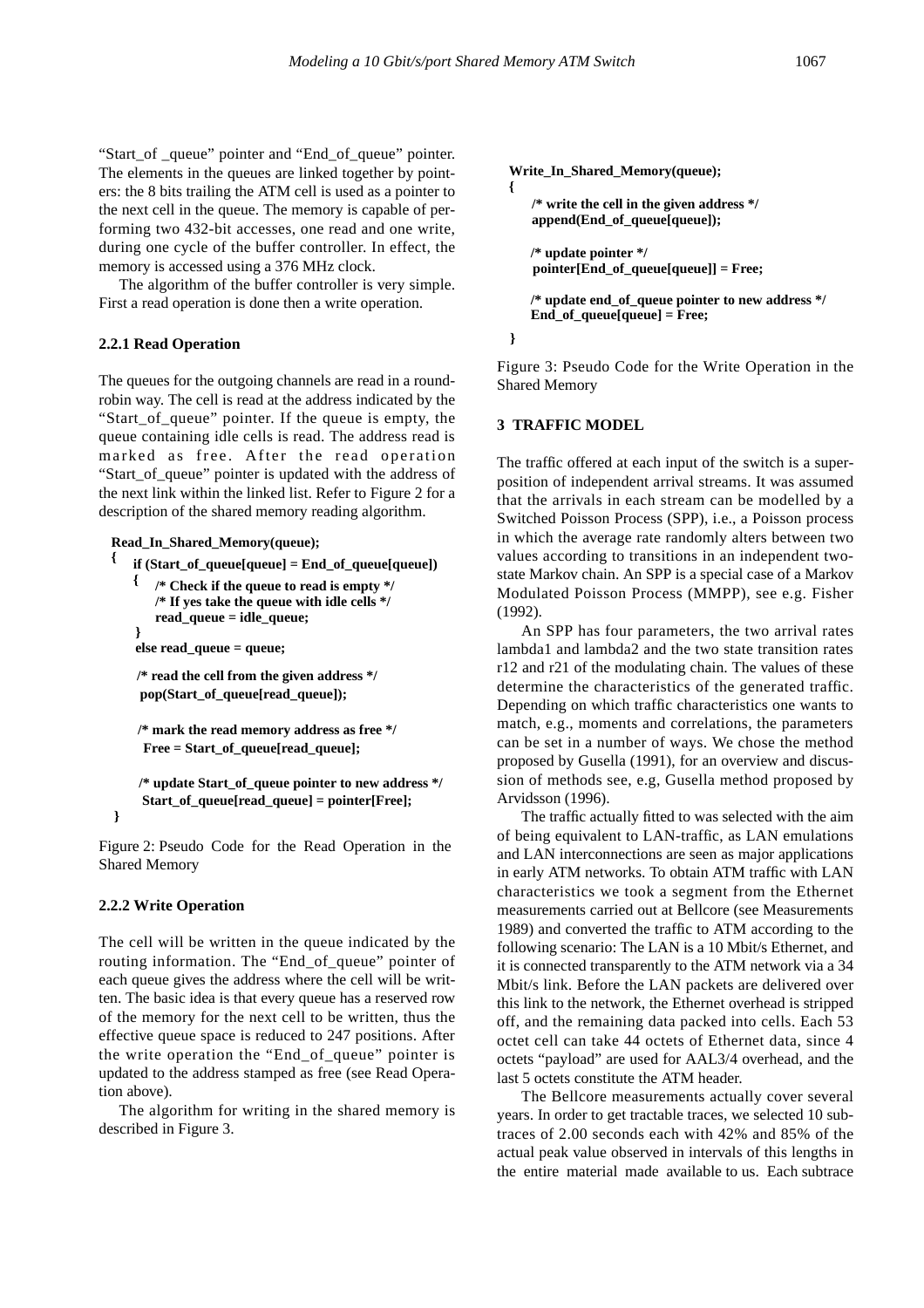"Start_of _queue" pointer and "End_of_queue" pointer. The elements in the queues are linked together by pointers: the 8 bits trailing the ATM cell is used as a pointer to the next cell in the queue. The memory is capable of performing two 432-bit accesses, one read and one write, during one cycle of the buffer controller. In effect, the memory is accessed using a 376 MHz clock.

The algorithm of the buffer controller is very simple. First a read operation is done then a write operation.

### 2.2.1 Read Operation

The queues for the outgoing channels are read in a round-robin way. The cell is read at the address indicated by the "Start_of_queue" pointer. If the queue is empty, the queue containing idle cells is read. The address read is marked as free. After the read operation "Start_of_queue" pointer is updated with the address of the next link within the linked list. Refer to Figure 2 for a description of the shared memory reading algorithm.

```
Read_In_Shared_Memory(queue);
{   if (Start_of_queue[queue] = End_of_queue[queue])
    {   /* Check if the queue to read is empty */
        /* If yes take the queue with idle cells */
        read_queue = idle_queue;
    }
    else read_queue = queue;

    /* read the cell from the given address */
    pop(Start_of_queue[read_queue]);

    /* mark the read memory address as free */
    Free = Start_of_queue[read_queue];

    /* update Start_of_queue pointer to new address */
    Start_of_queue[read_queue] = pointer[Free];
}
```

Figure 2: Pseudo Code for the Read Operation in the Shared Memory

### 2.2.2 Write Operation

The cell will be written in the queue indicated by the routing information. The "End_of_queue" pointer of each queue gives the address where the cell will be written. The basic idea is that every queue has a reserved row of the memory for the next cell to be written, thus the effective queue space is reduced to 247 positions. After the write operation the "End_of_queue" pointer is updated to the address stamped as free (see Read Operation above).

The algorithm for writing in the shared memory is described in Figure 3.

```
Write_In_Shared_Memory(queue);
{
    /* write the cell in the given address */
    append(End_of_queue[queue]);

    /* update pointer */
    pointer[End_of_queue[queue]] = Free;

    /* update end_of_queue pointer to new address */
    End_of_queue[queue] = Free;
}
```

Figure 3: Pseudo Code for the Write Operation in the Shared Memory

## 3 TRAFFIC MODEL

The traffic offered at each input of the switch is a superposition of independent arrival streams. It was assumed that the arrivals in each stream can be modelled by a Switched Poisson Process (SPP), i.e., a Poisson process in which the average rate randomly alters between two values according to transitions in an independent two-state Markov chain. An SPP is a special case of a Markov Modulated Poisson Process (MMPP), see e.g. Fisher (1992).

An SPP has four parameters, the two arrival rates lambda1 and lambda2 and the two state transition rates r12 and r21 of the modulating chain. The values of these determine the characteristics of the generated traffic. Depending on which traffic characteristics one wants to match, e.g., moments and correlations, the parameters can be set in a number of ways. We chose the method proposed by Gusella (1991), for an overview and discussion of methods see, e.g, Gusella method proposed by Arvidsson (1996).

The traffic actually fitted to was selected with the aim of being equivalent to LAN-traffic, as LAN emulations and LAN interconnections are seen as major applications in early ATM networks. To obtain ATM traffic with LAN characteristics we took a segment from the Ethernet measurements carried out at Bellcore (see Measurements 1989) and converted the traffic to ATM according to the following scenario: The LAN is a 10 Mbit/s Ethernet, and it is connected transparently to the ATM network via a 34 Mbit/s link. Before the LAN packets are delivered over this link to the network, the Ethernet overhead is stripped off, and the remaining data packed into cells. Each 53 octet cell can take 44 octets of Ethernet data, since 4 octets "payload" are used for AAL3/4 overhead, and the last 5 octets constitute the ATM header.

The Bellcore measurements actually cover several years. In order to get tractable traces, we selected 10 subtraces of 2.00 seconds each with 42% and 85% of the actual peak value observed in intervals of this lengths in the entire material made available to us. Each subtrace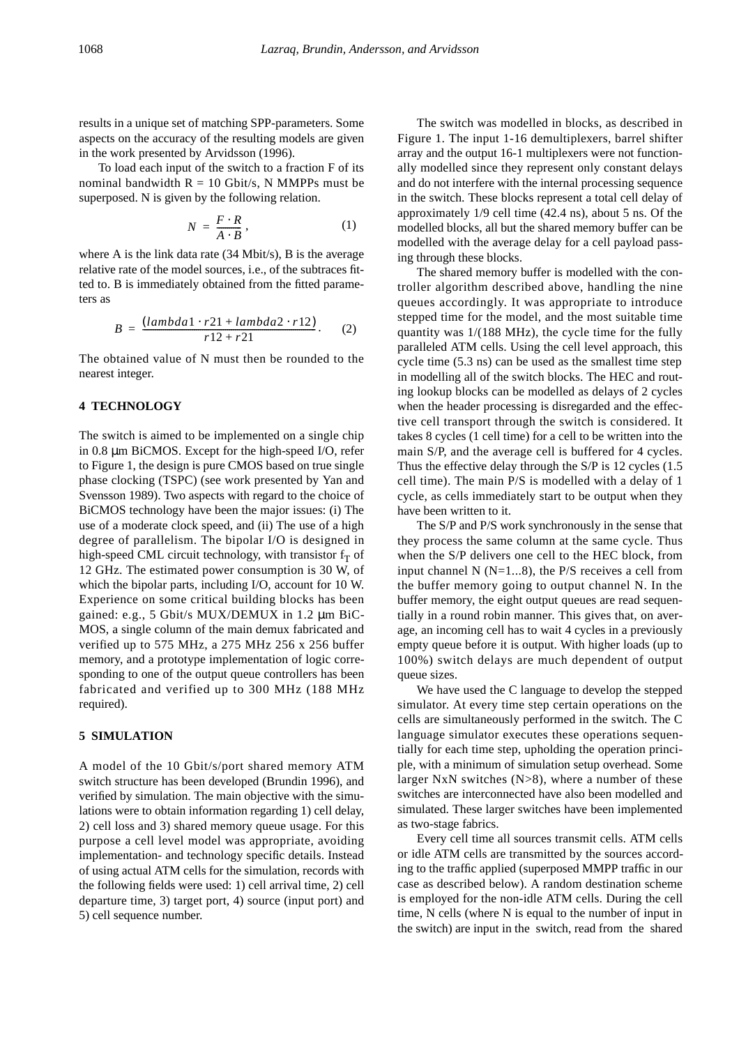results in a unique set of matching SPP-parameters. Some aspects on the accuracy of the resulting models are given in the work presented by Arvidsson (1996).

To load each input of the switch to a fraction F of its nominal bandwidth R = 10 Gbit/s, N MMPPs must be superposed. N is given by the following relation.

$$N = \frac{F \cdot R}{A \cdot B}, \qquad (1)$$

where A is the link data rate (34 Mbit/s), B is the average relative rate of the model sources, i.e., of the subtraces fitted to. B is immediately obtained from the fitted parameters as

$$B = \frac{(lambda1 \cdot r21 + lambda2 \cdot r12)}{r12 + r21}. \qquad (2)$$

The obtained value of N must then be rounded to the nearest integer.

## 4 TECHNOLOGY

The switch is aimed to be implemented on a single chip in 0.8 µm BiCMOS. Except for the high-speed I/O, refer to Figure 1, the design is pure CMOS based on true single phase clocking (TSPC) (see work presented by Yan and Svensson 1989). Two aspects with regard to the choice of BiCMOS technology have been the major issues: (i) The use of a moderate clock speed, and (ii) The use of a high degree of parallelism. The bipolar I/O is designed in high-speed CML circuit technology, with transistor $f_T$ of 12 GHz. The estimated power consumption is 30 W, of which the bipolar parts, including I/O, account for 10 W. Experience on some critical building blocks has been gained: e.g., 5 Gbit/s MUX/DEMUX in 1.2 µm BiCMOS, a single column of the main demux fabricated and verified up to 575 MHz, a 275 MHz 256 x 256 buffer memory, and a prototype implementation of logic corresponding to one of the output queue controllers has been fabricated and verified up to 300 MHz (188 MHz required).

## 5 SIMULATION

A model of the 10 Gbit/s/port shared memory ATM switch structure has been developed (Brundin 1996), and verified by simulation. The main objective with the simulations were to obtain information regarding 1) cell delay, 2) cell loss and 3) shared memory queue usage. For this purpose a cell level model was appropriate, avoiding implementation- and technology specific details. Instead of using actual ATM cells for the simulation, records with the following fields were used: 1) cell arrival time, 2) cell departure time, 3) target port, 4) source (input port) and 5) cell sequence number.

The switch was modelled in blocks, as described in Figure 1. The input 1-16 demultiplexers, barrel shifter array and the output 16-1 multiplexers were not functionally modelled since they represent only constant delays and do not interfere with the internal processing sequence in the switch. These blocks represent a total cell delay of approximately 1/9 cell time (42.4 ns), about 5 ns. Of the modelled blocks, all but the shared memory buffer can be modelled with the average delay for a cell payload passing through these blocks.

The shared memory buffer is modelled with the controller algorithm described above, handling the nine queues accordingly. It was appropriate to introduce stepped time for the model, and the most suitable time quantity was 1/(188 MHz), the cycle time for the fully paralleled ATM cells. Using the cell level approach, this cycle time (5.3 ns) can be used as the smallest time step in modelling all of the switch blocks. The HEC and routing lookup blocks can be modelled as delays of 2 cycles when the header processing is disregarded and the effective cell transport through the switch is considered. It takes 8 cycles (1 cell time) for a cell to be written into the main S/P, and the average cell is buffered for 4 cycles. Thus the effective delay through the S/P is 12 cycles (1.5 cell time). The main P/S is modelled with a delay of 1 cycle, as cells immediately start to be output when they have been written to it.

The S/P and P/S work synchronously in the sense that they process the same column at the same cycle. Thus when the S/P delivers one cell to the HEC block, from input channel N (N=1...8), the P/S receives a cell from the buffer memory going to output channel N. In the buffer memory, the eight output queues are read sequentially in a round robin manner. This gives that, on average, an incoming cell has to wait 4 cycles in a previously empty queue before it is output. With higher loads (up to 100%) switch delays are much dependent of output queue sizes.

We have used the C language to develop the stepped simulator. At every time step certain operations on the cells are simultaneously performed in the switch. The C language simulator executes these operations sequentially for each time step, upholding the operation principle, with a minimum of simulation setup overhead. Some larger NxN switches (N>8), where a number of these switches are interconnected have also been modelled and simulated. These larger switches have been implemented as two-stage fabrics.

Every cell time all sources transmit cells. ATM cells or idle ATM cells are transmitted by the sources according to the traffic applied (superposed MMPP traffic in our case as described below). A random destination scheme is employed for the non-idle ATM cells. During the cell time, N cells (where N is equal to the number of input in the switch) are input in the switch, read from the shared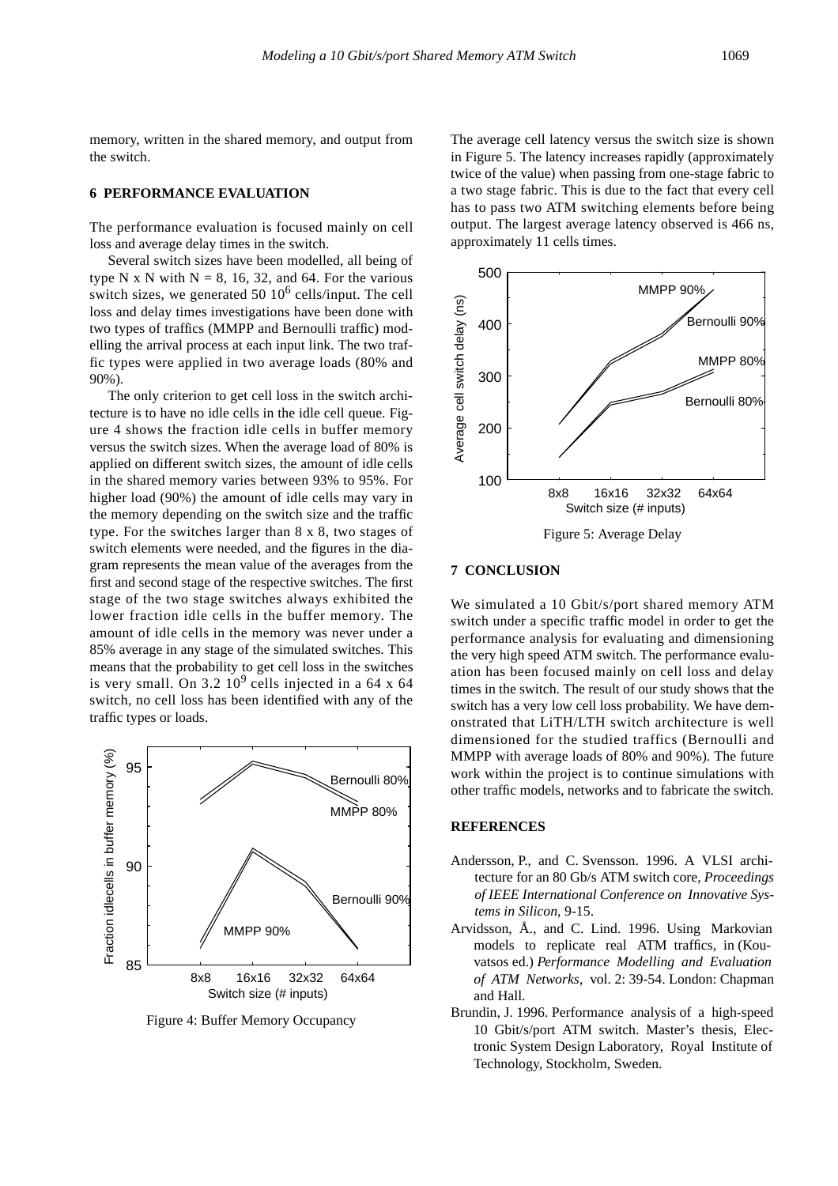memory, written in the shared memory, and output from the switch.

## 6 PERFORMANCE EVALUATION

The performance evaluation is focused mainly on cell loss and average delay times in the switch.

Several switch sizes have been modelled, all being of type N x N with N = 8, 16, 32, and 64. For the various switch sizes, we generated 50 $10^6$ cells/input. The cell loss and delay times investigations have been done with two types of traffics (MMPP and Bernoulli traffic) modelling the arrival process at each input link. The two traffic types were applied in two average loads (80% and 90%).

The only criterion to get cell loss in the switch architecture is to have no idle cells in the idle cell queue. Figure 4 shows the fraction idle cells in buffer memory versus the switch sizes. When the average load of 80% is applied on different switch sizes, the amount of idle cells in the shared memory varies between 93% to 95%. For higher load (90%) the amount of idle cells may vary in the memory depending on the switch size and the traffic type. For the switches larger than 8 x 8, two stages of switch elements were needed, and the figures in the diagram represents the mean value of the averages from the first and second stage of the respective switches. The first stage of the two stage switches always exhibited the lower fraction idle cells in the buffer memory. The amount of idle cells in the memory was never under a 85% average in any stage of the simulated switches. This means that the probability to get cell loss in the switches is very small. On 3.2 $10^9$ cells injected in a 64 x 64 switch, no cell loss has been identified with any of the traffic types or loads.

Figure 4: Buffer Memory Occupancy

The average cell latency versus the switch size is shown in Figure 5. The latency increases rapidly (approximately twice of the value) when passing from one-stage fabric to a two stage fabric. This is due to the fact that every cell has to pass two ATM switching elements before being output. The largest average latency observed is 466 ns, approximately 11 cells times.

Figure 5: Average Delay

## 7 CONCLUSION

We simulated a 10 Gbit/s/port shared memory ATM switch under a specific traffic model in order to get the performance analysis for evaluating and dimensioning the very high speed ATM switch. The performance evaluation has been focused mainly on cell loss and delay times in the switch. The result of our study shows that the switch has a very low cell loss probability. We have demonstrated that LiTH/LTH switch architecture is well dimensioned for the studied traffics (Bernoulli and MMPP with average loads of 80% and 90%). The future work within the project is to continue simulations with other traffic models, networks and to fabricate the switch.

## REFERENCES

Andersson, P., and C. Svensson. 1996. A VLSI architecture for an 80 Gb/s ATM switch core, *Proceedings of IEEE International Conference on Innovative Systems in Silicon*, 9-15.

Arvidsson, Å., and C. Lind. 1996. Using Markovian models to replicate real ATM traffics, in (Kouvatsos ed.) *Performance Modelling and Evaluation of ATM Networks*, vol. 2: 39-54. London: Chapman and Hall.

Brundin, J. 1996. Performance analysis of a high-speed 10 Gbit/s/port ATM switch. Master's thesis, Electronic System Design Laboratory, Royal Institute of Technology, Stockholm, Sweden.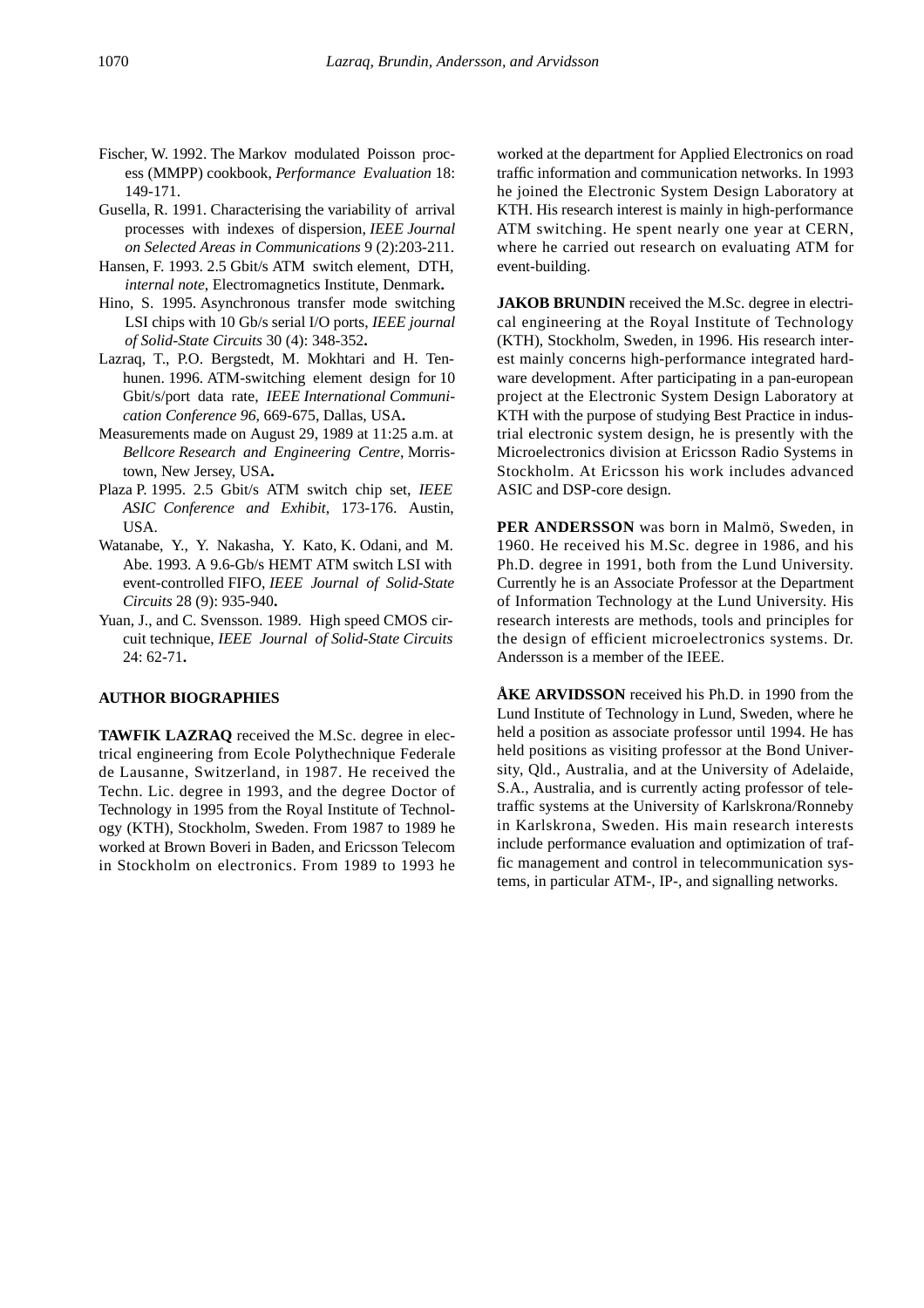Fischer, W. 1992. The Markov modulated Poisson process (MMPP) cookbook, *Performance Evaluation* 18: 149-171.

Gusella, R. 1991. Characterising the variability of arrival processes with indexes of dispersion, *IEEE Journal on Selected Areas in Communications* 9 (2):203-211.

Hansen, F. 1993. 2.5 Gbit/s ATM switch element, DTH, *internal note*, Electromagnetics Institute, Denmark**.**

Hino, S. 1995. Asynchronous transfer mode switching LSI chips with 10 Gb/s serial I/O ports, *IEEE journal of Solid-State Circuits* 30 (4): 348-352**.**

Lazraq, T., P.O. Bergstedt, M. Mokhtari and H. Tenhunen. 1996. ATM-switching element design for 10 Gbit/s/port data rate, *IEEE International Communication Conference 96*, 669-675, Dallas, USA**.**

Measurements made on August 29, 1989 at 11:25 a.m. at *Bellcore Research and Engineering Centre*, Morristown, New Jersey, USA**.**

Plaza P. 1995. 2.5 Gbit/s ATM switch chip set, *IEEE ASIC Conference and Exhibit*, 173-176. Austin, USA.

Watanabe, Y., Y. Nakasha, Y. Kato, K. Odani, and M. Abe. 1993. A 9.6-Gb/s HEMT ATM switch LSI with event-controlled FIFO, *IEEE Journal of Solid-State Circuits* 28 (9): 935-940**.**

Yuan, J., and C. Svensson. 1989. High speed CMOS circuit technique, *IEEE Journal of Solid-State Circuits* 24: 62-71**.**

## AUTHOR BIOGRAPHIES

**TAWFIK LAZRAQ** received the M.Sc. degree in electrical engineering from Ecole Polythechnique Federale de Lausanne, Switzerland, in 1987. He received the Techn. Lic. degree in 1993, and the degree Doctor of Technology in 1995 from the Royal Institute of Technology (KTH), Stockholm, Sweden. From 1987 to 1989 he worked at Brown Boveri in Baden, and Ericsson Telecom in Stockholm on electronics. From 1989 to 1993 he worked at the department for Applied Electronics on road traffic information and communication networks. In 1993 he joined the Electronic System Design Laboratory at KTH. His research interest is mainly in high-performance ATM switching. He spent nearly one year at CERN, where he carried out research on evaluating ATM for event-building.

**JAKOB BRUNDIN** received the M.Sc. degree in electrical engineering at the Royal Institute of Technology (KTH), Stockholm, Sweden, in 1996. His research interest mainly concerns high-performance integrated hardware development. After participating in a pan-european project at the Electronic System Design Laboratory at KTH with the purpose of studying Best Practice in industrial electronic system design, he is presently with the Microelectronics division at Ericsson Radio Systems in Stockholm. At Ericsson his work includes advanced ASIC and DSP-core design.

**PER ANDERSSON** was born in Malmö, Sweden, in 1960. He received his M.Sc. degree in 1986, and his Ph.D. degree in 1991, both from the Lund University. Currently he is an Associate Professor at the Department of Information Technology at the Lund University. His research interests are methods, tools and principles for the design of efficient microelectronics systems. Dr. Andersson is a member of the IEEE.

**ÅKE ARVIDSSON** received his Ph.D. in 1990 from the Lund Institute of Technology in Lund, Sweden, where he held a position as associate professor until 1994. He has held positions as visiting professor at the Bond University, Qld., Australia, and at the University of Adelaide, S.A., Australia, and is currently acting professor of teletraffic systems at the University of Karlskrona/Ronneby in Karlskrona, Sweden. His main research interests include performance evaluation and optimization of traffic management and control in telecommunication systems, in particular ATM-, IP-, and signalling networks.